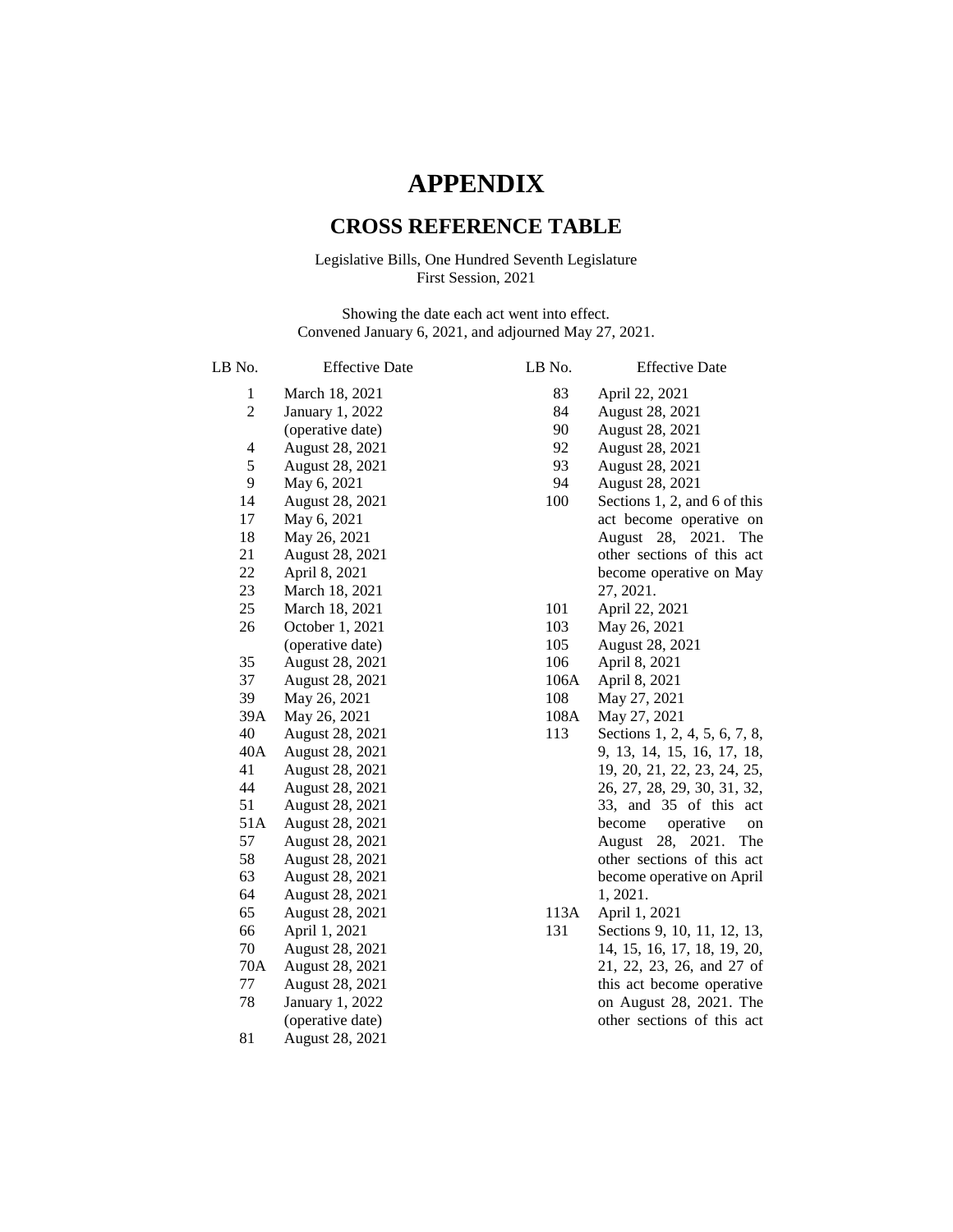# APPENDIX

## CROSS REFERENCE TABLE

Legislative Bills, One Hundred Seventh Legislature
First Session, 2021

Showing the date each act went into effect.
Convened January 6, 2021, and adjourned May 27, 2021.

| LB No. | Effective Date |
|---|---|
| 1 | March 18, 2021 |
| 2 | January 1, 2022 (operative date) |
| 4 | August 28, 2021 |
| 5 | August 28, 2021 |
| 9 | May 6, 2021 |
| 14 | August 28, 2021 |
| 17 | May 6, 2021 |
| 18 | May 26, 2021 |
| 21 | August 28, 2021 |
| 22 | April 8, 2021 |
| 23 | March 18, 2021 |
| 25 | March 18, 2021 |
| 26 | October 1, 2021 (operative date) |
| 35 | August 28, 2021 |
| 37 | August 28, 2021 |
| 39 | May 26, 2021 |
| 39A | May 26, 2021 |
| 40 | August 28, 2021 |
| 40A | August 28, 2021 |
| 41 | August 28, 2021 |
| 44 | August 28, 2021 |
| 51 | August 28, 2021 |
| 51A | August 28, 2021 |
| 57 | August 28, 2021 |
| 58 | August 28, 2021 |
| 63 | August 28, 2021 |
| 64 | August 28, 2021 |
| 65 | August 28, 2021 |
| 66 | April 1, 2021 |
| 70 | August 28, 2021 |
| 70A | August 28, 2021 |
| 77 | August 28, 2021 |
| 78 | January 1, 2022 (operative date) |
| 81 | August 28, 2021 |
| 83 | April 22, 2021 |
| 84 | August 28, 2021 |
| 90 | August 28, 2021 |
| 92 | August 28, 2021 |
| 93 | August 28, 2021 |
| 94 | August 28, 2021 |
| 100 | Sections 1, 2, and 6 of this act become operative on August 28, 2021. The other sections of this act become operative on May 27, 2021. |
| 101 | April 22, 2021 |
| 103 | May 26, 2021 |
| 105 | August 28, 2021 |
| 106 | April 8, 2021 |
| 106A | April 8, 2021 |
| 108 | May 27, 2021 |
| 108A | May 27, 2021 |
| 113 | Sections 1, 2, 4, 5, 6, 7, 8, 9, 13, 14, 15, 16, 17, 18, 19, 20, 21, 22, 23, 24, 25, 26, 27, 28, 29, 30, 31, 32, 33, and 35 of this act become operative on August 28, 2021. The other sections of this act become operative on April 1, 2021. |
| 113A | April 1, 2021 |
| 131 | Sections 9, 10, 11, 12, 13, 14, 15, 16, 17, 18, 19, 20, 21, 22, 23, 26, and 27 of this act become operative on August 28, 2021. The other sections of this act |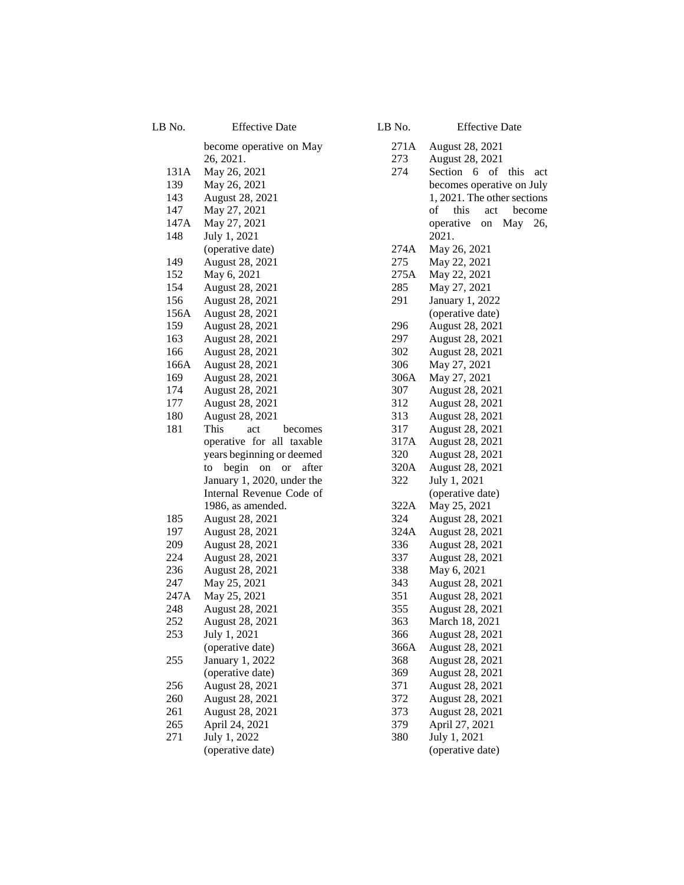| LB No. | Effective Date |
|---|---|
| | become operative on May 26, 2021. |
| 131A | May 26, 2021 |
| 139 | May 26, 2021 |
| 143 | August 28, 2021 |
| 147 | May 27, 2021 |
| 147A | May 27, 2021 |
| 148 | July 1, 2021 (operative date) |
| 149 | August 28, 2021 |
| 152 | May 6, 2021 |
| 154 | August 28, 2021 |
| 156 | August 28, 2021 |
| 156A | August 28, 2021 |
| 159 | August 28, 2021 |
| 163 | August 28, 2021 |
| 166 | August 28, 2021 |
| 166A | August 28, 2021 |
| 169 | August 28, 2021 |
| 174 | August 28, 2021 |
| 177 | August 28, 2021 |
| 180 | August 28, 2021 |
| 181 | This act becomes operative for all taxable years beginning or deemed to begin on or after January 1, 2020, under the Internal Revenue Code of 1986, as amended. |
| 185 | August 28, 2021 |
| 197 | August 28, 2021 |
| 209 | August 28, 2021 |
| 224 | August 28, 2021 |
| 236 | August 28, 2021 |
| 247 | May 25, 2021 |
| 247A | May 25, 2021 |
| 248 | August 28, 2021 |
| 252 | August 28, 2021 |
| 253 | July 1, 2021 (operative date) |
| 255 | January 1, 2022 (operative date) |
| 256 | August 28, 2021 |
| 260 | August 28, 2021 |
| 261 | August 28, 2021 |
| 265 | April 24, 2021 |
| 271 | July 1, 2022 (operative date) |
| 271A | August 28, 2021 |
| 273 | August 28, 2021 |
| 274 | Section 6 of this act becomes operative on July 1, 2021. The other sections of this act become operative on May 26, 2021. |
| 274A | May 26, 2021 |
| 275 | May 22, 2021 |
| 275A | May 22, 2021 |
| 285 | May 27, 2021 |
| 291 | January 1, 2022 (operative date) |
| 296 | August 28, 2021 |
| 297 | August 28, 2021 |
| 302 | August 28, 2021 |
| 306 | May 27, 2021 |
| 306A | May 27, 2021 |
| 307 | August 28, 2021 |
| 312 | August 28, 2021 |
| 313 | August 28, 2021 |
| 317 | August 28, 2021 |
| 317A | August 28, 2021 |
| 320 | August 28, 2021 |
| 320A | August 28, 2021 |
| 322 | July 1, 2021 (operative date) |
| 322A | May 25, 2021 |
| 324 | August 28, 2021 |
| 324A | August 28, 2021 |
| 336 | August 28, 2021 |
| 337 | August 28, 2021 |
| 338 | May 6, 2021 |
| 343 | August 28, 2021 |
| 351 | August 28, 2021 |
| 355 | August 28, 2021 |
| 363 | March 18, 2021 |
| 366 | August 28, 2021 |
| 366A | August 28, 2021 |
| 368 | August 28, 2021 |
| 369 | August 28, 2021 |
| 371 | August 28, 2021 |
| 372 | August 28, 2021 |
| 373 | August 28, 2021 |
| 379 | April 27, 2021 |
| 380 | July 1, 2021 (operative date) |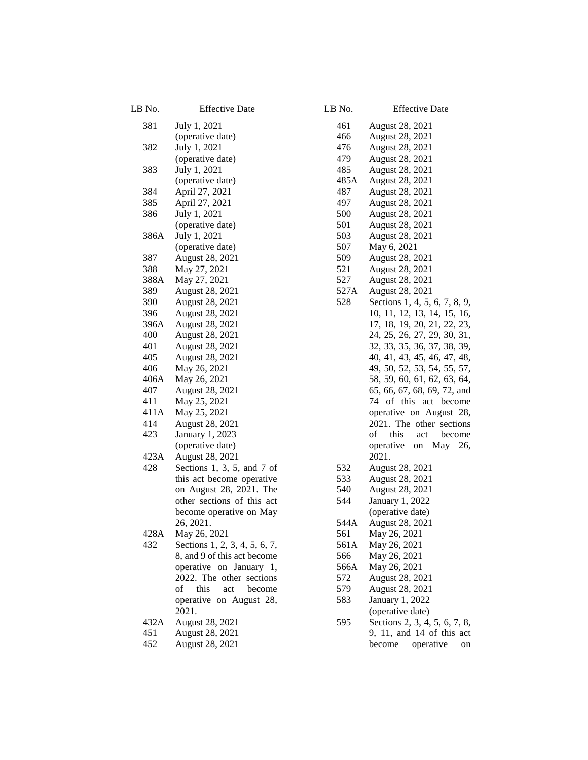| LB No. | Effective Date |
|---|---|
| 381 | July 1, 2021 (operative date) |
| 382 | July 1, 2021 (operative date) |
| 383 | July 1, 2021 (operative date) |
| 384 | April 27, 2021 |
| 385 | April 27, 2021 |
| 386 | July 1, 2021 (operative date) |
| 386A | July 1, 2021 (operative date) |
| 387 | August 28, 2021 |
| 388 | May 27, 2021 |
| 388A | May 27, 2021 |
| 389 | August 28, 2021 |
| 390 | August 28, 2021 |
| 396 | August 28, 2021 |
| 396A | August 28, 2021 |
| 400 | August 28, 2021 |
| 401 | August 28, 2021 |
| 405 | August 28, 2021 |
| 406 | May 26, 2021 |
| 406A | May 26, 2021 |
| 407 | August 28, 2021 |
| 411 | May 25, 2021 |
| 411A | May 25, 2021 |
| 414 | August 28, 2021 |
| 423 | January 1, 2023 (operative date) |
| 423A | August 28, 2021 |
| 428 | Sections 1, 3, 5, and 7 of this act become operative on August 28, 2021. The other sections of this act become operative on May 26, 2021. |
| 428A | May 26, 2021 |
| 432 | Sections 1, 2, 3, 4, 5, 6, 7, 8, and 9 of this act become operative on January 1, 2022. The other sections of this act become operative on August 28, 2021. |
| 432A | August 28, 2021 |
| 451 | August 28, 2021 |
| 452 | August 28, 2021 |
| 461 | August 28, 2021 |
| 466 | August 28, 2021 |
| 476 | August 28, 2021 |
| 479 | August 28, 2021 |
| 485 | August 28, 2021 |
| 485A | August 28, 2021 |
| 487 | August 28, 2021 |
| 497 | August 28, 2021 |
| 500 | August 28, 2021 |
| 501 | August 28, 2021 |
| 503 | August 28, 2021 |
| 507 | May 6, 2021 |
| 509 | August 28, 2021 |
| 521 | August 28, 2021 |
| 527 | August 28, 2021 |
| 527A | August 28, 2021 |
| 528 | Sections 1, 4, 5, 6, 7, 8, 9, 10, 11, 12, 13, 14, 15, 16, 17, 18, 19, 20, 21, 22, 23, 24, 25, 26, 27, 29, 30, 31, 32, 33, 35, 36, 37, 38, 39, 40, 41, 43, 45, 46, 47, 48, 49, 50, 52, 53, 54, 55, 57, 58, 59, 60, 61, 62, 63, 64, 65, 66, 67, 68, 69, 72, and 74 of this act become operative on August 28, 2021. The other sections of this act become operative on May 26, 2021. |
| 532 | August 28, 2021 |
| 533 | August 28, 2021 |
| 540 | August 28, 2021 |
| 544 | January 1, 2022 (operative date) |
| 544A | August 28, 2021 |
| 561 | May 26, 2021 |
| 561A | May 26, 2021 |
| 566 | May 26, 2021 |
| 566A | May 26, 2021 |
| 572 | August 28, 2021 |
| 579 | August 28, 2021 |
| 583 | January 1, 2022 (operative date) |
| 595 | Sections 2, 3, 4, 5, 6, 7, 8, 9, 11, and 14 of this act become operative on |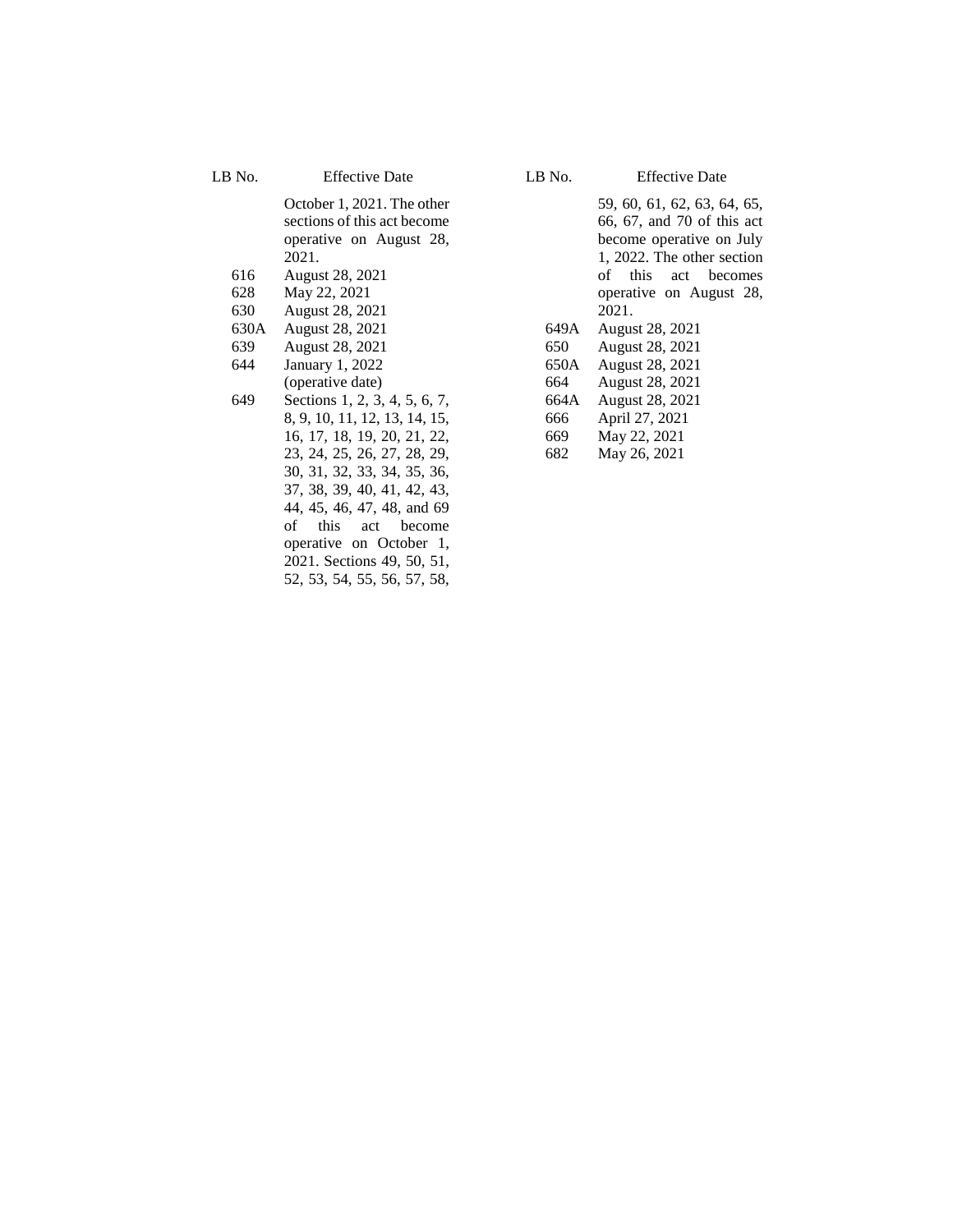| LB No. | Effective Date |
|---|---|
| | October 1, 2021. The other sections of this act become operative on August 28, 2021. |
| 616 | August 28, 2021 |
| 628 | May 22, 2021 |
| 630 | August 28, 2021 |
| 630A | August 28, 2021 |
| 639 | August 28, 2021 |
| 644 | January 1, 2022 (operative date) |
| 649 | Sections 1, 2, 3, 4, 5, 6, 7, 8, 9, 10, 11, 12, 13, 14, 15, 16, 17, 18, 19, 20, 21, 22, 23, 24, 25, 26, 27, 28, 29, 30, 31, 32, 33, 34, 35, 36, 37, 38, 39, 40, 41, 42, 43, 44, 45, 46, 47, 48, and 69 of this act become operative on October 1, 2021. Sections 49, 50, 51, 52, 53, 54, 55, 56, 57, 58, 59, 60, 61, 62, 63, 64, 65, 66, 67, and 70 of this act become operative on July 1, 2022. The other section of this act becomes operative on August 28, 2021. |
| 649A | August 28, 2021 |
| 650 | August 28, 2021 |
| 650A | August 28, 2021 |
| 664 | August 28, 2021 |
| 664A | August 28, 2021 |
| 666 | April 27, 2021 |
| 669 | May 22, 2021 |
| 682 | May 26, 2021 |